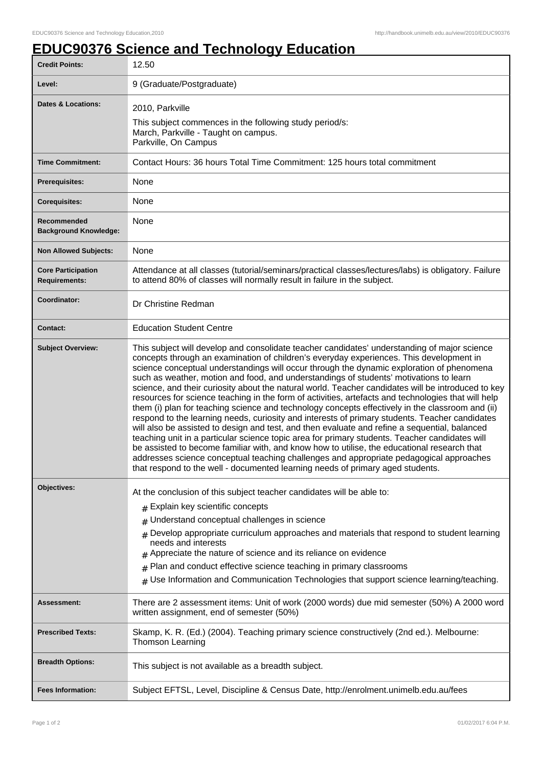# EDUC90376 Science and Technology Education

| | |
|---|---|
| **Credit Points:** | 12.50 |
| **Level:** | 9 (Graduate/Postgraduate) |
| **Dates & Locations:** | 2010, Parkville<br>This subject commences in the following study period/s:<br>March, Parkville - Taught on campus.<br>Parkville, On Campus |
| **Time Commitment:** | Contact Hours: 36 hours Total Time Commitment: 125 hours total commitment |
| **Prerequisites:** | None |
| **Corequisites:** | None |
| **Recommended Background Knowledge:** | None |
| **Non Allowed Subjects:** | None |
| **Core Participation Requirements:** | Attendance at all classes (tutorial/seminars/practical classes/lectures/labs) is obligatory. Failure to attend 80% of classes will normally result in failure in the subject. |
| **Coordinator:** | Dr Christine Redman |
| **Contact:** | Education Student Centre |
| **Subject Overview:** | This subject will develop and consolidate teacher candidates' understanding of major science concepts through an examination of children's everyday experiences. This development in science conceptual understandings will occur through the dynamic exploration of phenomena such as weather, motion and food, and understandings of students' motivations to learn science, and their curiosity about the natural world. Teacher candidates will be introduced to key resources for science teaching in the form of activities, artefacts and technologies that will help them (i) plan for teaching science and technology concepts effectively in the classroom and (ii) respond to the learning needs, curiosity and interests of primary students. Teacher candidates will also be assisted to design and test, and then evaluate and refine a sequential, balanced teaching unit in a particular science topic area for primary students. Teacher candidates will be assisted to become familiar with, and know how to utilise, the educational research that addresses science conceptual teaching challenges and appropriate pedagogical approaches that respond to the well - documented learning needs of primary aged students. |
| **Objectives:** | At the conclusion of this subject teacher candidates will be able to:<br># Explain key scientific concepts<br># Understand conceptual challenges in science<br># Develop appropriate curriculum approaches and materials that respond to student learning needs and interests<br># Appreciate the nature of science and its reliance on evidence<br># Plan and conduct effective science teaching in primary classrooms<br># Use Information and Communication Technologies that support science learning/teaching. |
| **Assessment:** | There are 2 assessment items: Unit of work (2000 words) due mid semester (50%) A 2000 word written assignment, end of semester (50%) |
| **Prescribed Texts:** | Skamp, K. R. (Ed.) (2004). Teaching primary science constructively (2nd ed.). Melbourne: Thomson Learning |
| **Breadth Options:** | This subject is not available as a breadth subject. |
| **Fees Information:** | Subject EFTSL, Level, Discipline & Census Date, http://enrolment.unimelb.edu.au/fees |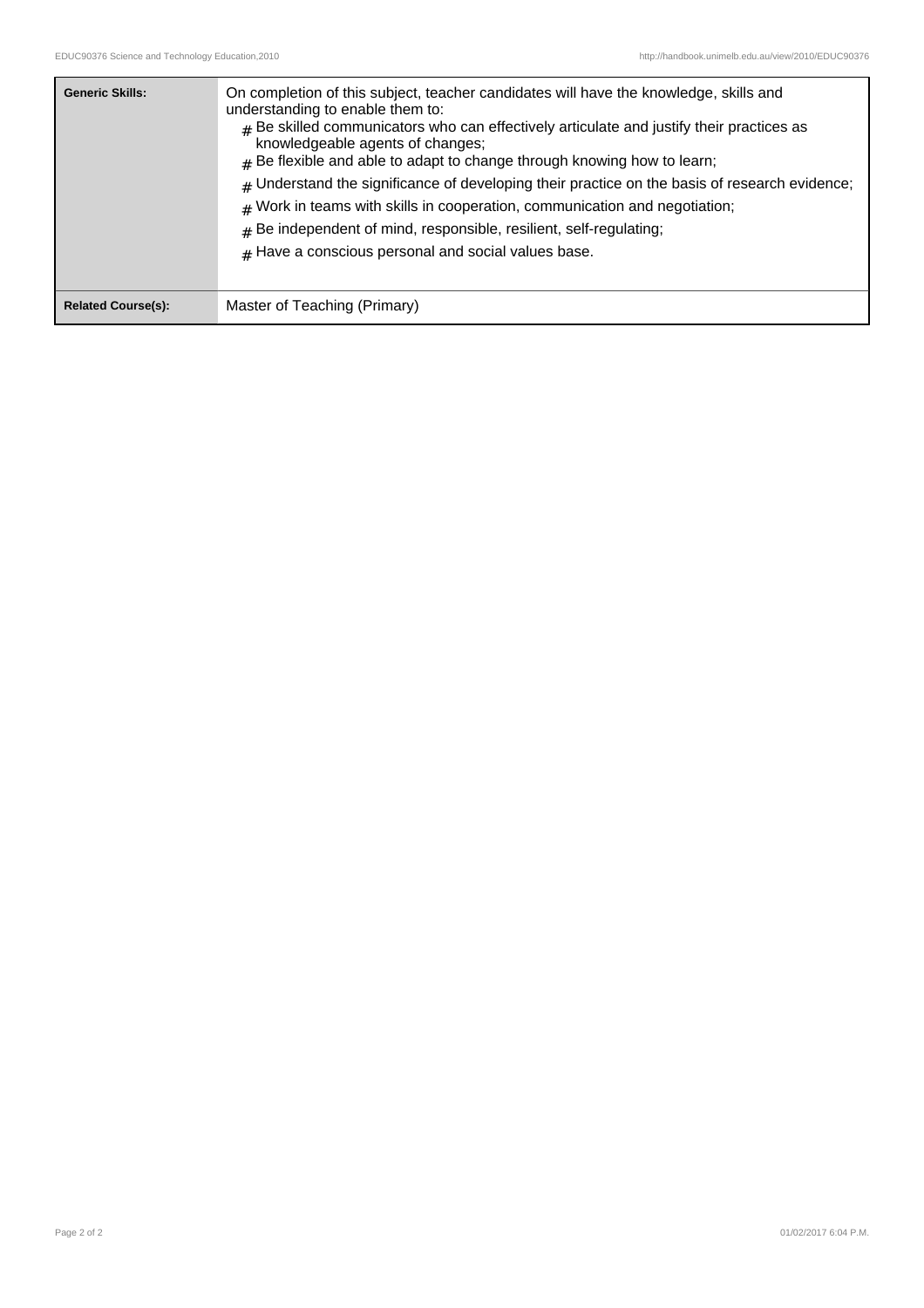| | |
|---|---|
| **Generic Skills:** | On completion of this subject, teacher candidates will have the knowledge, skills and understanding to enable them to:<br># Be skilled communicators who can effectively articulate and justify their practices as knowledgeable agents of changes;<br># Be flexible and able to adapt to change through knowing how to learn;<br># Understand the significance of developing their practice on the basis of research evidence;<br># Work in teams with skills in cooperation, communication and negotiation;<br># Be independent of mind, responsible, resilient, self-regulating;<br># Have a conscious personal and social values base. |
| **Related Course(s):** | Master of Teaching (Primary) |